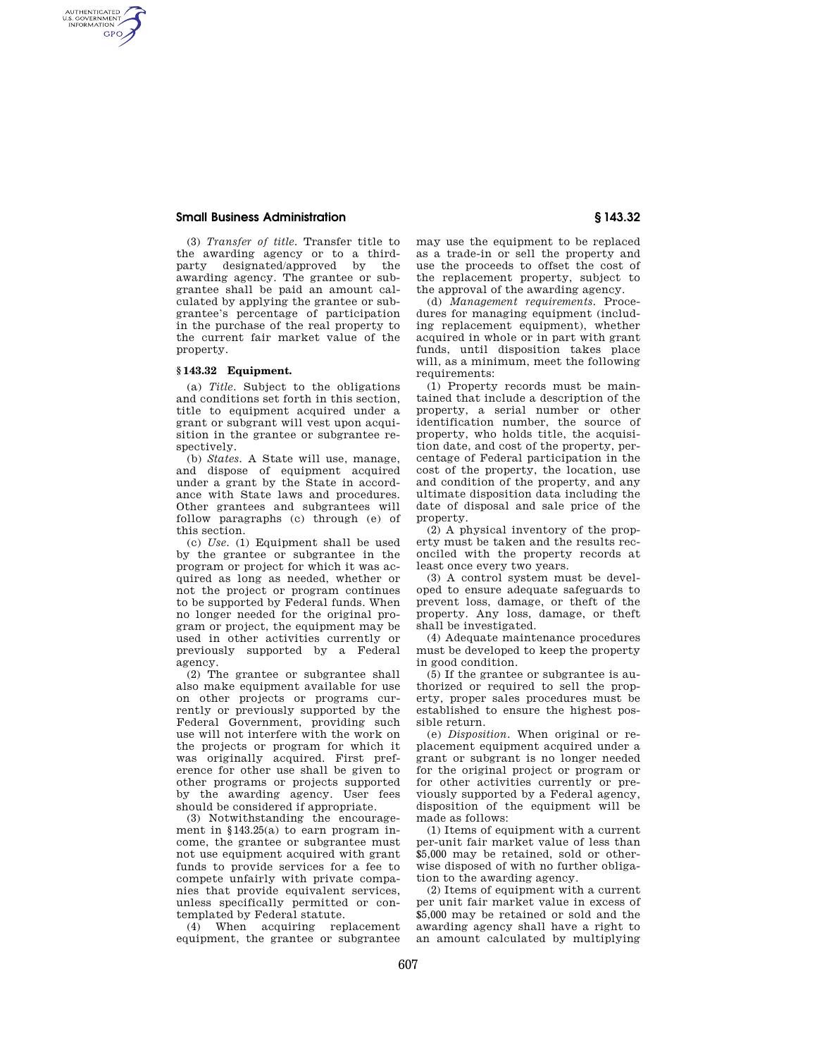(3) *Transfer of title.* Transfer title to the awarding agency or to a third-party designated/approved by the awarding agency. The grantee or subgrantee shall be paid an amount calculated by applying the grantee or subgrantee's percentage of participation in the purchase of the real property to the current fair market value of the property.

## § 143.32 Equipment.

(a) *Title.* Subject to the obligations and conditions set forth in this section, title to equipment acquired under a grant or subgrant will vest upon acquisition in the grantee or subgrantee respectively.

(b) *States.* A State will use, manage, and dispose of equipment acquired under a grant by the State in accordance with State laws and procedures. Other grantees and subgrantees will follow paragraphs (c) through (e) of this section.

(c) *Use.* (1) Equipment shall be used by the grantee or subgrantee in the program or project for which it was acquired as long as needed, whether or not the project or program continues to be supported by Federal funds. When no longer needed for the original program or project, the equipment may be used in other activities currently or previously supported by a Federal agency.

(2) The grantee or subgrantee shall also make equipment available for use on other projects or programs currently or previously supported by the Federal Government, providing such use will not interfere with the work on the projects or program for which it was originally acquired. First preference for other use shall be given to other programs or projects supported by the awarding agency. User fees should be considered if appropriate.

(3) Notwithstanding the encouragement in §143.25(a) to earn program income, the grantee or subgrantee must not use equipment acquired with grant funds to provide services for a fee to compete unfairly with private companies that provide equivalent services, unless specifically permitted or contemplated by Federal statute.

(4) When acquiring replacement equipment, the grantee or subgrantee may use the equipment to be replaced as a trade-in or sell the property and use the proceeds to offset the cost of the replacement property, subject to the approval of the awarding agency.

(d) *Management requirements.* Procedures for managing equipment (including replacement equipment), whether acquired in whole or in part with grant funds, until disposition takes place will, as a minimum, meet the following requirements:

(1) Property records must be maintained that include a description of the property, a serial number or other identification number, the source of property, who holds title, the acquisition date, and cost of the property, percentage of Federal participation in the cost of the property, the location, use and condition of the property, and any ultimate disposition data including the date of disposal and sale price of the property.

(2) A physical inventory of the property must be taken and the results reconciled with the property records at least once every two years.

(3) A control system must be developed to ensure adequate safeguards to prevent loss, damage, or theft of the property. Any loss, damage, or theft shall be investigated.

(4) Adequate maintenance procedures must be developed to keep the property in good condition.

(5) If the grantee or subgrantee is authorized or required to sell the property, proper sales procedures must be established to ensure the highest possible return.

(e) *Disposition.* When original or replacement equipment acquired under a grant or subgrant is no longer needed for the original project or program or for other activities currently or previously supported by a Federal agency, disposition of the equipment will be made as follows:

(1) Items of equipment with a current per-unit fair market value of less than $5,000 may be retained, sold or otherwise disposed of with no further obligation to the awarding agency.

(2) Items of equipment with a current per unit fair market value in excess of $5,000 may be retained or sold and the awarding agency shall have a right to an amount calculated by multiplying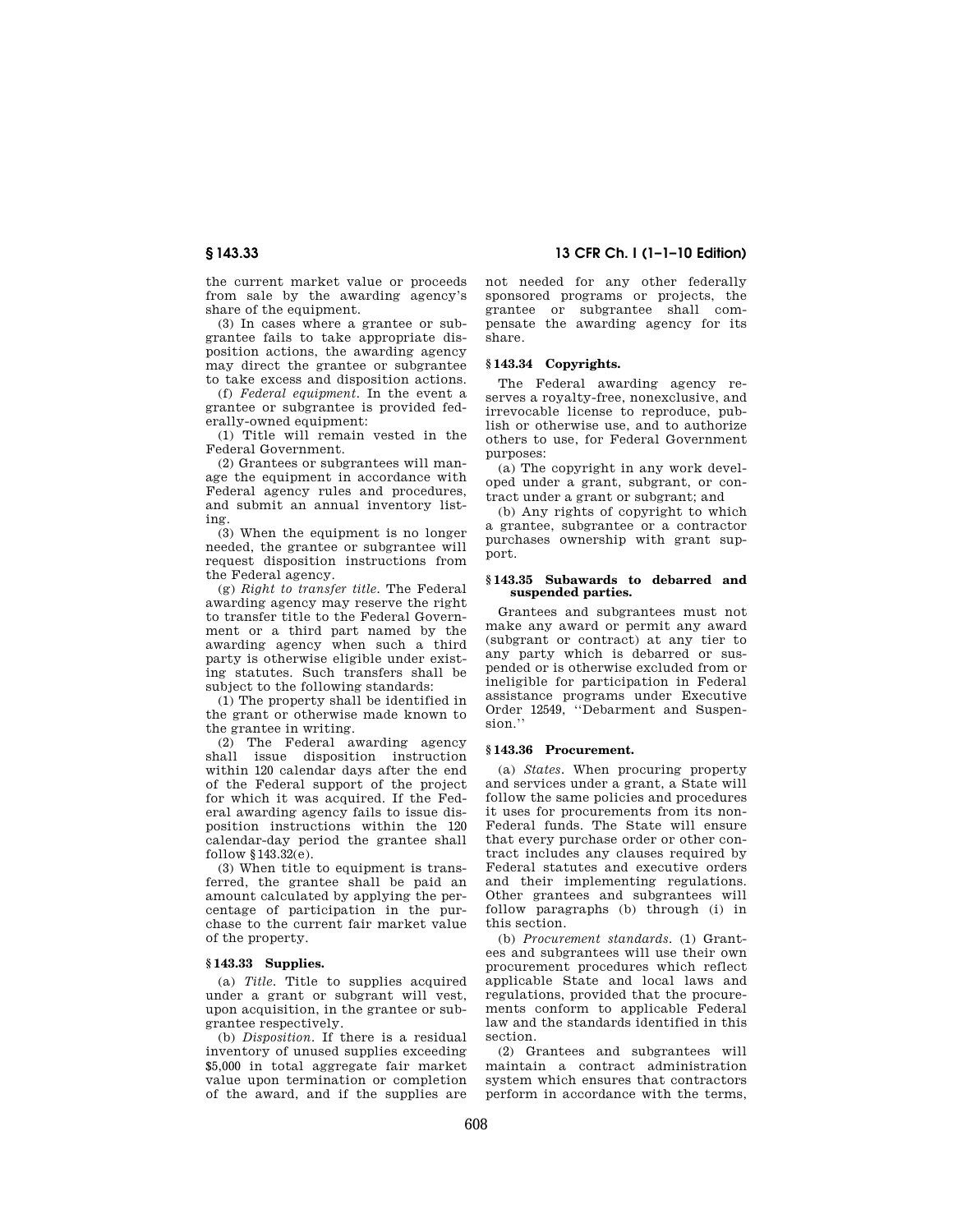the current market value or proceeds from sale by the awarding agency's share of the equipment.

(3) In cases where a grantee or subgrantee fails to take appropriate disposition actions, the awarding agency may direct the grantee or subgrantee to take excess and disposition actions.

(f) *Federal equipment.* In the event a grantee or subgrantee is provided federally-owned equipment:

(1) Title will remain vested in the Federal Government.

(2) Grantees or subgrantees will manage the equipment in accordance with Federal agency rules and procedures, and submit an annual inventory listing.

(3) When the equipment is no longer needed, the grantee or subgrantee will request disposition instructions from the Federal agency.

(g) *Right to transfer title.* The Federal awarding agency may reserve the right to transfer title to the Federal Government or a third part named by the awarding agency when such a third party is otherwise eligible under existing statutes. Such transfers shall be subject to the following standards:

(1) The property shall be identified in the grant or otherwise made known to the grantee in writing.

(2) The Federal awarding agency shall issue disposition instruction within 120 calendar days after the end of the Federal support of the project for which it was acquired. If the Federal awarding agency fails to issue disposition instructions within the 120 calendar-day period the grantee shall follow §143.32(e).

(3) When title to equipment is transferred, the grantee shall be paid an amount calculated by applying the percentage of participation in the purchase to the current fair market value of the property.

### § 143.33 Supplies.

(a) *Title.* Title to supplies acquired under a grant or subgrant will vest, upon acquisition, in the grantee or subgrantee respectively.

(b) *Disposition.* If there is a residual inventory of unused supplies exceeding $5,000 in total aggregate fair market value upon termination or completion of the award, and if the supplies are not needed for any other federally sponsored programs or projects, the grantee or subgrantee shall compensate the awarding agency for its share.

### § 143.34 Copyrights.

The Federal awarding agency reserves a royalty-free, nonexclusive, and irrevocable license to reproduce, publish or otherwise use, and to authorize others to use, for Federal Government purposes:

(a) The copyright in any work developed under a grant, subgrant, or contract under a grant or subgrant; and

(b) Any rights of copyright to which a grantee, subgrantee or a contractor purchases ownership with grant support.

### § 143.35 Subawards to debarred and suspended parties.

Grantees and subgrantees must not make any award or permit any award (subgrant or contract) at any tier to any party which is debarred or suspended or is otherwise excluded from or ineligible for participation in Federal assistance programs under Executive Order 12549, ''Debarment and Suspension.''

### § 143.36 Procurement.

(a) *States.* When procuring property and services under a grant, a State will follow the same policies and procedures it uses for procurements from its non-Federal funds. The State will ensure that every purchase order or other contract includes any clauses required by Federal statutes and executive orders and their implementing regulations. Other grantees and subgrantees will follow paragraphs (b) through (i) in this section.

(b) *Procurement standards.* (1) Grantees and subgrantees will use their own procurement procedures which reflect applicable State and local laws and regulations, provided that the procurements conform to applicable Federal law and the standards identified in this section.

(2) Grantees and subgrantees will maintain a contract administration system which ensures that contractors perform in accordance with the terms,